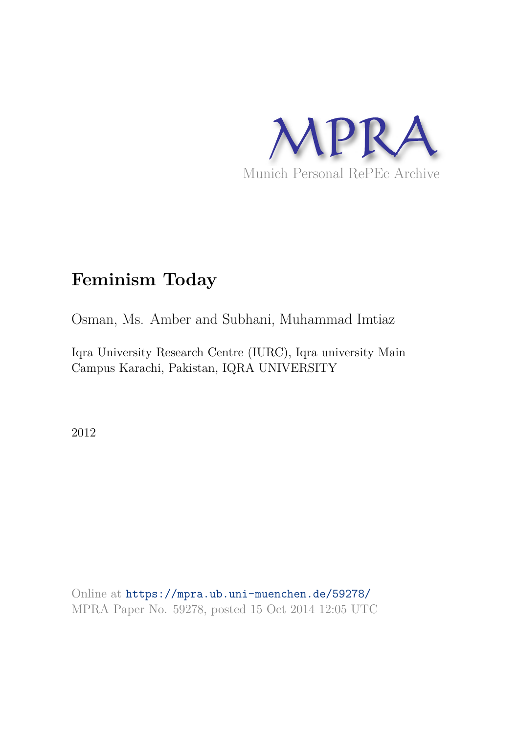MPRA

Munich Personal RePEc Archive

# Feminism Today

Osman, Ms. Amber and Subhani, Muhammad Imtiaz

Iqra University Research Centre (IURC), Iqra university Main Campus Karachi, Pakistan, IQRA UNIVERSITY

2012

Online at https://mpra.ub.uni-muenchen.de/59278/
MPRA Paper No. 59278, posted 15 Oct 2014 12:05 UTC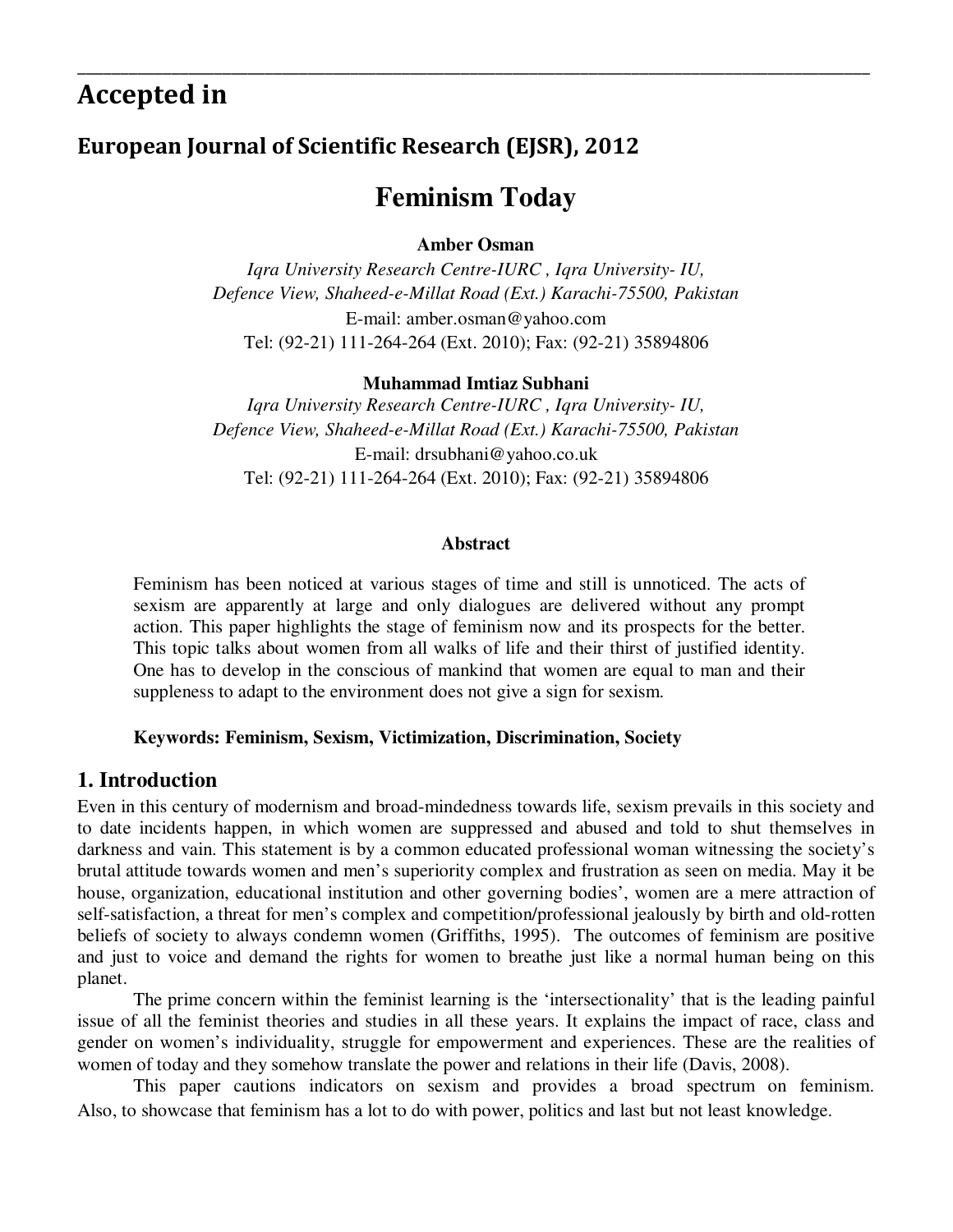# Accepted in

## European Journal of Scientific Research (EJSR), 2012

# Feminism Today

**Amber Osman**

*Iqra University Research Centre-IURC , Iqra University- IU,*
*Defence View, Shaheed-e-Millat Road (Ext.) Karachi-75500, Pakistan*
E-mail: amber.osman@yahoo.com
Tel: (92-21) 111-264-264 (Ext. 2010); Fax: (92-21) 35894806

**Muhammad Imtiaz Subhani**

*Iqra University Research Centre-IURC , Iqra University- IU,*
*Defence View, Shaheed-e-Millat Road (Ext.) Karachi-75500, Pakistan*
E-mail: drsubhani@yahoo.co.uk
Tel: (92-21) 111-264-264 (Ext. 2010); Fax: (92-21) 35894806

**Abstract**

Feminism has been noticed at various stages of time and still is unnoticed. The acts of sexism are apparently at large and only dialogues are delivered without any prompt action. This paper highlights the stage of feminism now and its prospects for the better. This topic talks about women from all walks of life and their thirst of justified identity. One has to develop in the conscious of mankind that women are equal to man and their suppleness to adapt to the environment does not give a sign for sexism.

**Keywords: Feminism, Sexism, Victimization, Discrimination, Society**

## 1. Introduction

Even in this century of modernism and broad-mindedness towards life, sexism prevails in this society and to date incidents happen, in which women are suppressed and abused and told to shut themselves in darkness and vain. This statement is by a common educated professional woman witnessing the society's brutal attitude towards women and men's superiority complex and frustration as seen on media. May it be house, organization, educational institution and other governing bodies', women are a mere attraction of self-satisfaction, a threat for men's complex and competition/professional jealously by birth and old-rotten beliefs of society to always condemn women (Griffiths, 1995). The outcomes of feminism are positive and just to voice and demand the rights for women to breathe just like a normal human being on this planet.

The prime concern within the feminist learning is the 'intersectionality' that is the leading painful issue of all the feminist theories and studies in all these years. It explains the impact of race, class and gender on women's individuality, struggle for empowerment and experiences. These are the realities of women of today and they somehow translate the power and relations in their life (Davis, 2008).

This paper cautions indicators on sexism and provides a broad spectrum on feminism. Also, to showcase that feminism has a lot to do with power, politics and last but not least knowledge.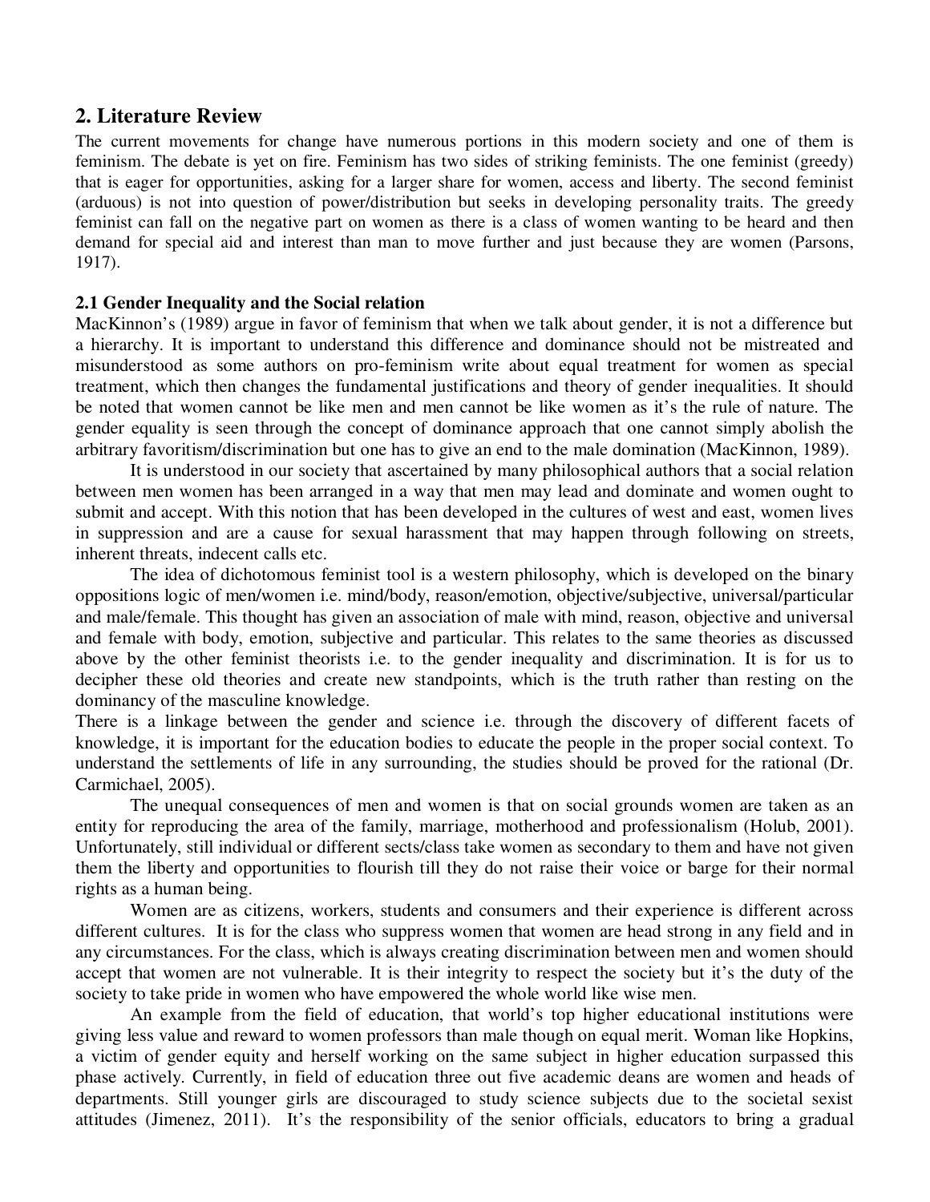## 2. Literature Review

The current movements for change have numerous portions in this modern society and one of them is feminism. The debate is yet on fire. Feminism has two sides of striking feminists. The one feminist (greedy) that is eager for opportunities, asking for a larger share for women, access and liberty. The second feminist (arduous) is not into question of power/distribution but seeks in developing personality traits. The greedy feminist can fall on the negative part on women as there is a class of women wanting to be heard and then demand for special aid and interest than man to move further and just because they are women (Parsons, 1917).

### 2.1 Gender Inequality and the Social relation

MacKinnon's (1989) argue in favor of feminism that when we talk about gender, it is not a difference but a hierarchy. It is important to understand this difference and dominance should not be mistreated and misunderstood as some authors on pro-feminism write about equal treatment for women as special treatment, which then changes the fundamental justifications and theory of gender inequalities. It should be noted that women cannot be like men and men cannot be like women as it's the rule of nature. The gender equality is seen through the concept of dominance approach that one cannot simply abolish the arbitrary favoritism/discrimination but one has to give an end to the male domination (MacKinnon, 1989).

It is understood in our society that ascertained by many philosophical authors that a social relation between men women has been arranged in a way that men may lead and dominate and women ought to submit and accept. With this notion that has been developed in the cultures of west and east, women lives in suppression and are a cause for sexual harassment that may happen through following on streets, inherent threats, indecent calls etc.

The idea of dichotomous feminist tool is a western philosophy, which is developed on the binary oppositions logic of men/women i.e. mind/body, reason/emotion, objective/subjective, universal/particular and male/female. This thought has given an association of male with mind, reason, objective and universal and female with body, emotion, subjective and particular. This relates to the same theories as discussed above by the other feminist theorists i.e. to the gender inequality and discrimination. It is for us to decipher these old theories and create new standpoints, which is the truth rather than resting on the dominancy of the masculine knowledge.

There is a linkage between the gender and science i.e. through the discovery of different facets of knowledge, it is important for the education bodies to educate the people in the proper social context. To understand the settlements of life in any surrounding, the studies should be proved for the rational (Dr. Carmichael, 2005).

The unequal consequences of men and women is that on social grounds women are taken as an entity for reproducing the area of the family, marriage, motherhood and professionalism (Holub, 2001). Unfortunately, still individual or different sects/class take women as secondary to them and have not given them the liberty and opportunities to flourish till they do not raise their voice or barge for their normal rights as a human being.

Women are as citizens, workers, students and consumers and their experience is different across different cultures. It is for the class who suppress women that women are head strong in any field and in any circumstances. For the class, which is always creating discrimination between men and women should accept that women are not vulnerable. It is their integrity to respect the society but it's the duty of the society to take pride in women who have empowered the whole world like wise men.

An example from the field of education, that world's top higher educational institutions were giving less value and reward to women professors than male though on equal merit. Woman like Hopkins, a victim of gender equity and herself working on the same subject in higher education surpassed this phase actively. Currently, in field of education three out five academic deans are women and heads of departments. Still younger girls are discouraged to study science subjects due to the societal sexist attitudes (Jimenez, 2011). It's the responsibility of the senior officials, educators to bring a gradual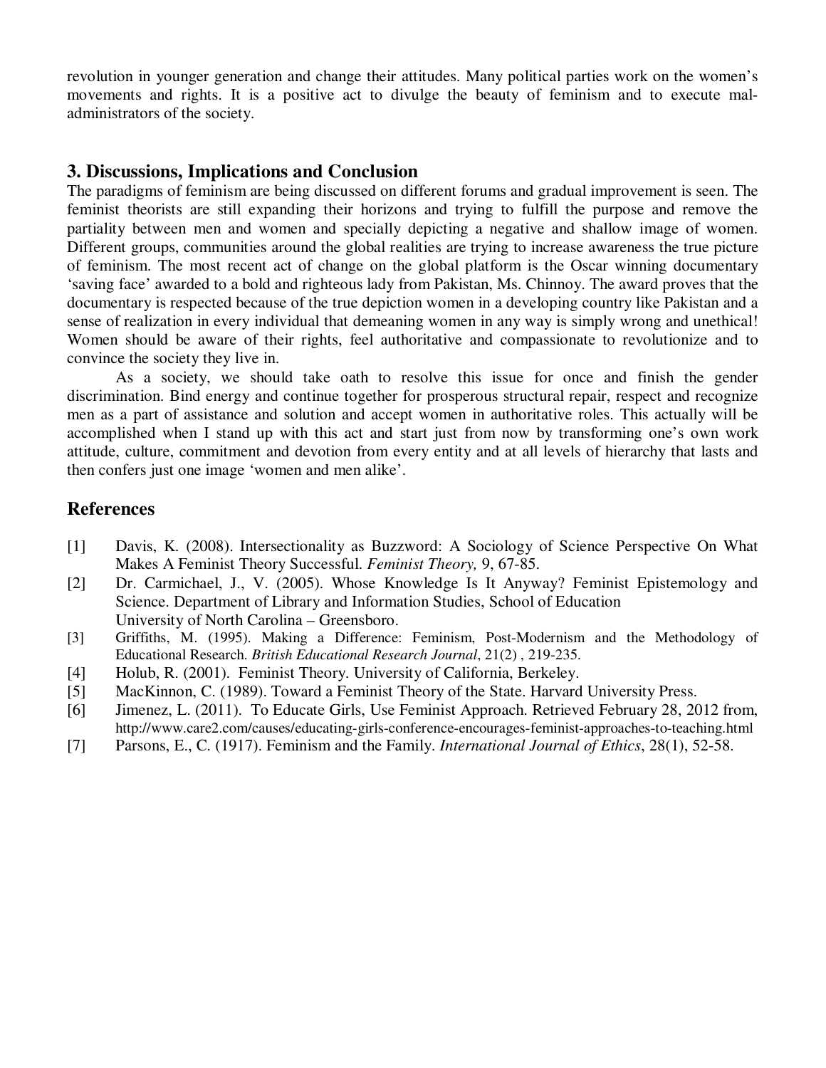revolution in younger generation and change their attitudes. Many political parties work on the women's movements and rights. It is a positive act to divulge the beauty of feminism and to execute mal-administrators of the society.

## 3. Discussions, Implications and Conclusion

The paradigms of feminism are being discussed on different forums and gradual improvement is seen. The feminist theorists are still expanding their horizons and trying to fulfill the purpose and remove the partiality between men and women and specially depicting a negative and shallow image of women. Different groups, communities around the global realities are trying to increase awareness the true picture of feminism. The most recent act of change on the global platform is the Oscar winning documentary 'saving face' awarded to a bold and righteous lady from Pakistan, Ms. Chinnoy. The award proves that the documentary is respected because of the true depiction women in a developing country like Pakistan and a sense of realization in every individual that demeaning women in any way is simply wrong and unethical! Women should be aware of their rights, feel authoritative and compassionate to revolutionize and to convince the society they live in.

As a society, we should take oath to resolve this issue for once and finish the gender discrimination. Bind energy and continue together for prosperous structural repair, respect and recognize men as a part of assistance and solution and accept women in authoritative roles. This actually will be accomplished when I stand up with this act and start just from now by transforming one's own work attitude, culture, commitment and devotion from every entity and at all levels of hierarchy that lasts and then confers just one image 'women and men alike'.

## References

[1] Davis, K. (2008). Intersectionality as Buzzword: A Sociology of Science Perspective On What Makes A Feminist Theory Successful. *Feminist Theory,* 9, 67-85.

[2] Dr. Carmichael, J., V. (2005). Whose Knowledge Is It Anyway? Feminist Epistemology and Science. Department of Library and Information Studies, School of Education University of North Carolina – Greensboro.

[3] Griffiths, M. (1995). Making a Difference: Feminism, Post-Modernism and the Methodology of Educational Research. *British Educational Research Journal*, 21(2) , 219-235.

[4] Holub, R. (2001). Feminist Theory. University of California, Berkeley.

[5] MacKinnon, C. (1989). Toward a Feminist Theory of the State. Harvard University Press.

[6] Jimenez, L. (2011). To Educate Girls, Use Feminist Approach. Retrieved February 28, 2012 from, http://www.care2.com/causes/educating-girls-conference-encourages-feminist-approaches-to-teaching.html

[7] Parsons, E., C. (1917). Feminism and the Family. *International Journal of Ethics*, 28(1), 52-58.